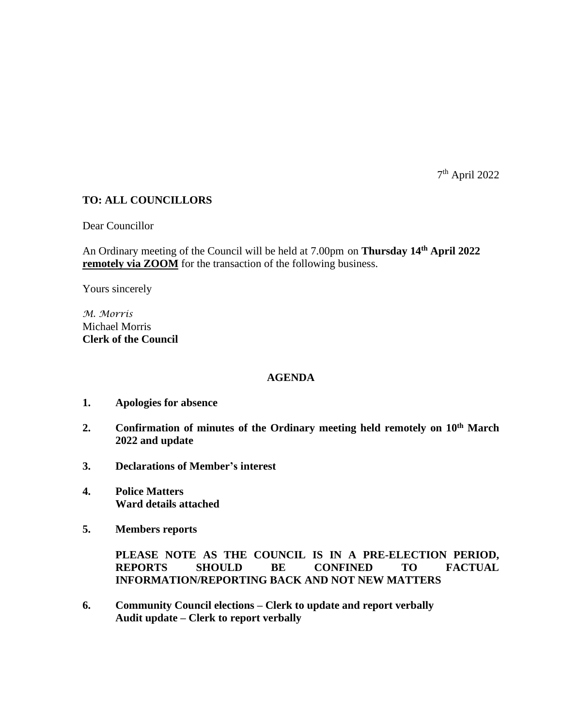7th April 2022

**TO: ALL COUNCILLORS**

Dear Councillor

An Ordinary meeting of the Council will be held at 7.00pm on **Thursday 14th April 2022** **remotely via ZOOM** for the transaction of the following business.

Yours sincerely

*M. Morris*
Michael Morris
**Clerk of the Council**

**AGENDA**

1. **Apologies for absence**

2. **Confirmation of minutes of the Ordinary meeting held remotely on 10th March 2022 and update**

3. **Declarations of Member's interest**

4. **Police Matters**
   **Ward details attached**

5. **Members reports**

   **PLEASE NOTE AS THE COUNCIL IS IN A PRE-ELECTION PERIOD, REPORTS SHOULD BE CONFINED TO FACTUAL INFORMATION/REPORTING BACK AND NOT NEW MATTERS**

6. **Community Council elections – Clerk to update and report verbally**
   **Audit update – Clerk to report verbally**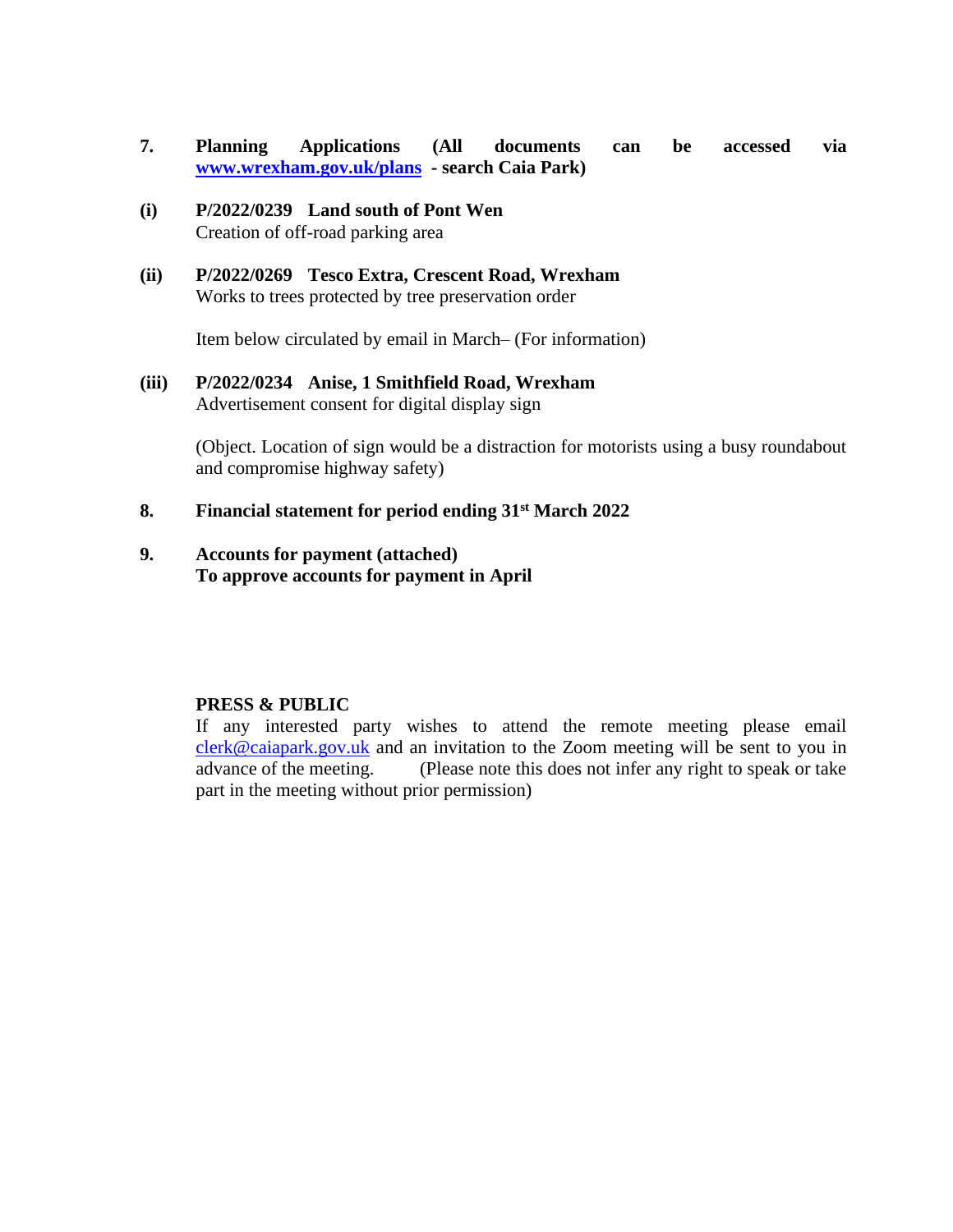**7.** **Planning Applications (All documents can be accessed via www.wrexham.gov.uk/plans - search Caia Park)**

**(i)** **P/2022/0239 Land south of Pont Wen**
Creation of off-road parking area

**(ii)** **P/2022/0269 Tesco Extra, Crescent Road, Wrexham**
Works to trees protected by tree preservation order

Item below circulated by email in March– (For information)

**(iii)** **P/2022/0234 Anise, 1 Smithfield Road, Wrexham**
Advertisement consent for digital display sign

(Object. Location of sign would be a distraction for motorists using a busy roundabout and compromise highway safety)

**8.** **Financial statement for period ending 31st March 2022**

**9.** **Accounts for payment (attached)**
**To approve accounts for payment in April**

**PRESS & PUBLIC**

If any interested party wishes to attend the remote meeting please email clerk@caiapark.gov.uk and an invitation to the Zoom meeting will be sent to you in advance of the meeting. (Please note this does not infer any right to speak or take part in the meeting without prior permission)